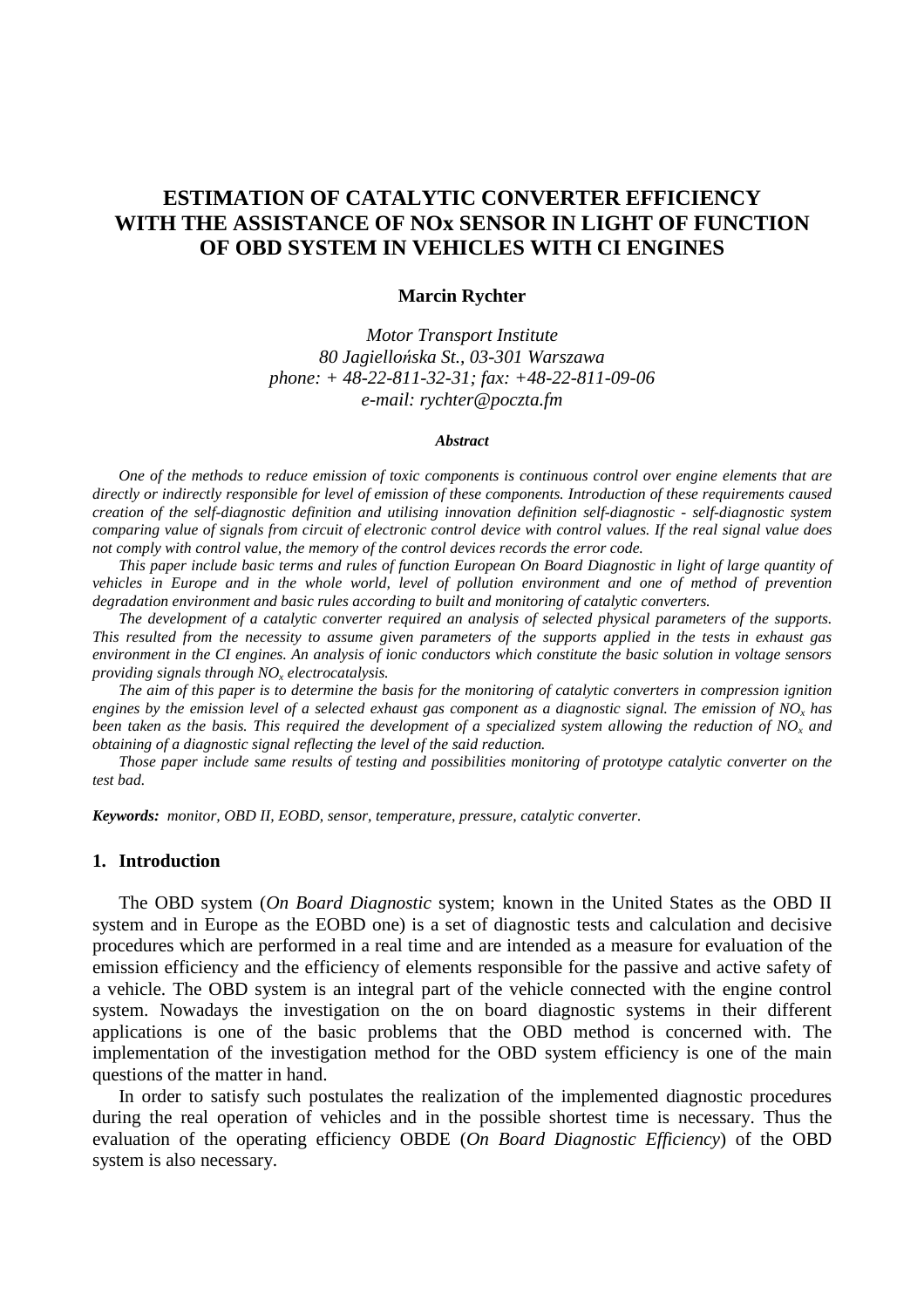# ESTIMATION OF CATALYTIC CONVERTER EFFICIENCY WITH THE ASSISTANCE OF NOx SENSOR IN LIGHT OF FUNCTION OF OBD SYSTEM IN VEHICLES WITH CI ENGINES

**Marcin Rychter**

*Motor Transport Institute*
*80 Jagiellońska St., 03-301 Warszawa*
*phone: + 48-22-811-32-31; fax: +48-22-811-09-06*
*e-mail: rychter@poczta.fm*

***Abstract***

*One of the methods to reduce emission of toxic components is continuous control over engine elements that are directly or indirectly responsible for level of emission of these components. Introduction of these requirements caused creation of the self-diagnostic definition and utilising innovation definition self-diagnostic - self-diagnostic system comparing value of signals from circuit of electronic control device with control values. If the real signal value does not comply with control value, the memory of the control devices records the error code.*

*This paper include basic terms and rules of function European On Board Diagnostic in light of large quantity of vehicles in Europe and in the whole world, level of pollution environment and one of method of prevention degradation environment and basic rules according to built and monitoring of catalytic converters.*

*The development of a catalytic converter required an analysis of selected physical parameters of the supports. This resulted from the necessity to assume given parameters of the supports applied in the tests in exhaust gas environment in the CI engines. An analysis of ionic conductors which constitute the basic solution in voltage sensors providing signals through $NO_x$ electrocatalysis.*

*The aim of this paper is to determine the basis for the monitoring of catalytic converters in compression ignition engines by the emission level of a selected exhaust gas component as a diagnostic signal. The emission of $NO_x$ has been taken as the basis. This required the development of a specialized system allowing the reduction of $NO_x$ and obtaining of a diagnostic signal reflecting the level of the said reduction.*

*Those paper include same results of testing and possibilities monitoring of prototype catalytic converter on the test bad.*

***Keywords:*** *monitor, OBD II, EOBD, sensor, temperature, pressure, catalytic converter.*

## 1. Introduction

The OBD system (*On Board Diagnostic* system; known in the United States as the OBD II system and in Europe as the EOBD one) is a set of diagnostic tests and calculation and decisive procedures which are performed in a real time and are intended as a measure for evaluation of the emission efficiency and the efficiency of elements responsible for the passive and active safety of a vehicle. The OBD system is an integral part of the vehicle connected with the engine control system. Nowadays the investigation on the on board diagnostic systems in their different applications is one of the basic problems that the OBD method is concerned with. The implementation of the investigation method for the OBD system efficiency is one of the main questions of the matter in hand.

In order to satisfy such postulates the realization of the implemented diagnostic procedures during the real operation of vehicles and in the possible shortest time is necessary. Thus the evaluation of the operating efficiency OBDE (*On Board Diagnostic Efficiency*) of the OBD system is also necessary.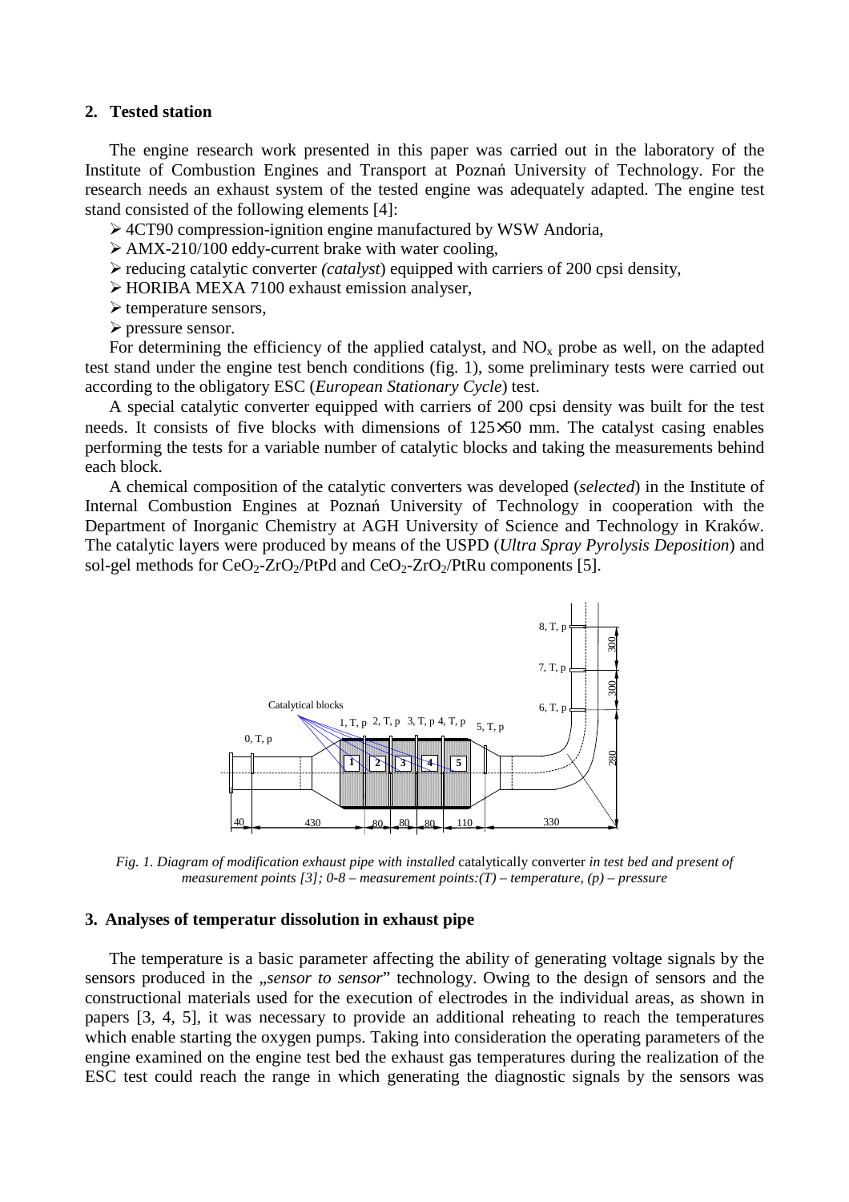## 2. Tested station

The engine research work presented in this paper was carried out in the laboratory of the Institute of Combustion Engines and Transport at Poznań University of Technology. For the research needs an exhaust system of the tested engine was adequately adapted. The engine test stand consisted of the following elements [4]:

- 4CT90 compression-ignition engine manufactured by WSW Andoria,
- AMX-210/100 eddy-current brake with water cooling,
- reducing catalytic converter *(catalyst)* equipped with carriers of 200 cpsi density,
- HORIBA MEXA 7100 exhaust emission analyser,
- temperature sensors,
- pressure sensor.

For determining the efficiency of the applied catalyst, and $NO_x$ probe as well, on the adapted test stand under the engine test bench conditions (fig. 1), some preliminary tests were carried out according to the obligatory ESC (*European Stationary Cycle*) test.

A special catalytic converter equipped with carriers of 200 cpsi density was built for the test needs. It consists of five blocks with dimensions of 125×50 mm. The catalyst casing enables performing the tests for a variable number of catalytic blocks and taking the measurements behind each block.

A chemical composition of the catalytic converters was developed (*selected*) in the Institute of Internal Combustion Engines at Poznań University of Technology in cooperation with the Department of Inorganic Chemistry at AGH University of Science and Technology in Kraków. The catalytic layers were produced by means of the USPD (*Ultra Spray Pyrolysis Deposition*) and sol-gel methods for $CeO_2$-$ZrO_2$/PtPd and $CeO_2$-$ZrO_2$/PtRu components [5].

*Fig. 1. Diagram of modification exhaust pipe with installed* catalytically converter *in test bed and present of measurement points [3]; 0-8 – measurement points:(T) – temperature, (p) – pressure*

## 3. Analyses of temperatur dissolution in exhaust pipe

The temperature is a basic parameter affecting the ability of generating voltage signals by the sensors produced in the „*sensor to sensor*" technology. Owing to the design of sensors and the constructional materials used for the execution of electrodes in the individual areas, as shown in papers [3, 4, 5], it was necessary to provide an additional reheating to reach the temperatures which enable starting the oxygen pumps. Taking into consideration the operating parameters of the engine examined on the engine test bed the exhaust gas temperatures during the realization of the ESC test could reach the range in which generating the diagnostic signals by the sensors was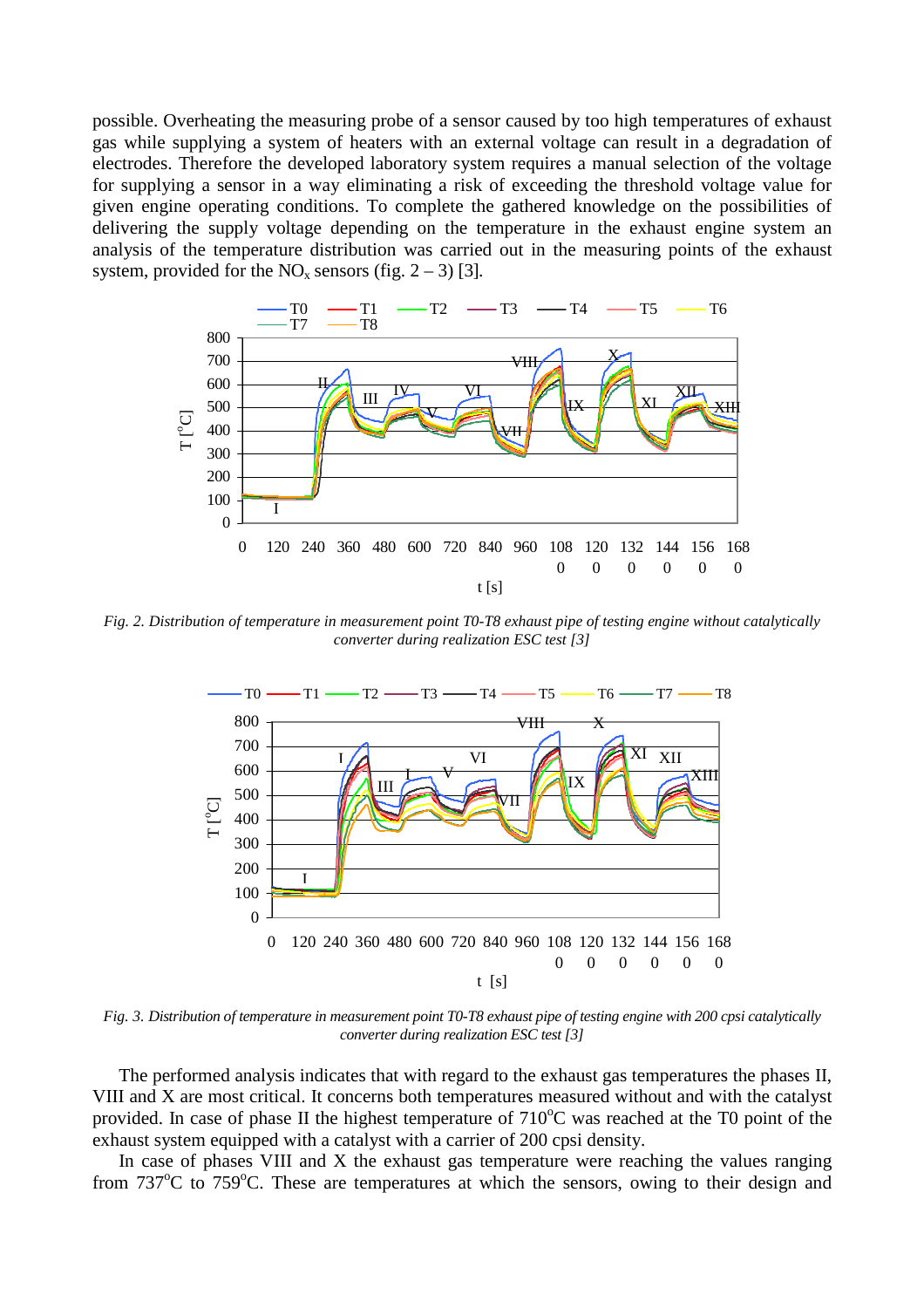possible. Overheating the measuring probe of a sensor caused by too high temperatures of exhaust gas while supplying a system of heaters with an external voltage can result in a degradation of electrodes. Therefore the developed laboratory system requires a manual selection of the voltage for supplying a sensor in a way eliminating a risk of exceeding the threshold voltage value for given engine operating conditions. To complete the gathered knowledge on the possibilities of delivering the supply voltage depending on the temperature in the exhaust engine system an analysis of the temperature distribution was carried out in the measuring points of the exhaust system, provided for the $NO_x$ sensors (fig. 2 – 3) [3].

*Fig. 2. Distribution of temperature in measurement point T0-T8 exhaust pipe of testing engine without catalytically converter during realization ESC test [3]*

*Fig. 3. Distribution of temperature in measurement point T0-T8 exhaust pipe of testing engine with 200 cpsi catalytically converter during realization ESC test [3]*

The performed analysis indicates that with regard to the exhaust gas temperatures the phases II, VIII and X are most critical. It concerns both temperatures measured without and with the catalyst provided. In case of phase II the highest temperature of 710°C was reached at the T0 point of the exhaust system equipped with a catalyst with a carrier of 200 cpsi density.

In case of phases VIII and X the exhaust gas temperature were reaching the values ranging from 737°C to 759°C. These are temperatures at which the sensors, owing to their design and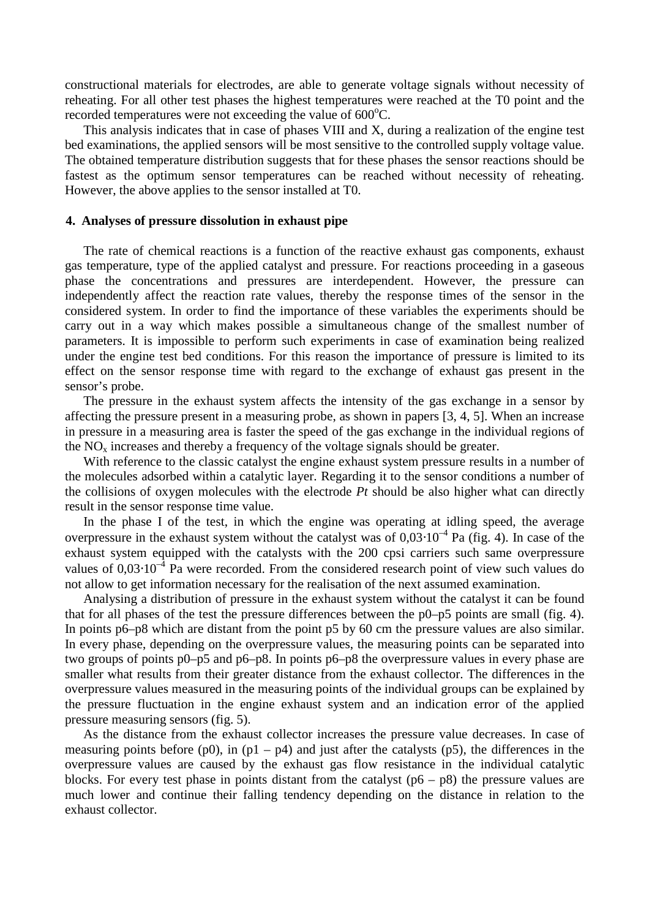constructional materials for electrodes, are able to generate voltage signals without necessity of reheating. For all other test phases the highest temperatures were reached at the T0 point and the recorded temperatures were not exceeding the value of $600^oC$.

This analysis indicates that in case of phases VIII and X, during a realization of the engine test bed examinations, the applied sensors will be most sensitive to the controlled supply voltage value. The obtained temperature distribution suggests that for these phases the sensor reactions should be fastest as the optimum sensor temperatures can be reached without necessity of reheating. However, the above applies to the sensor installed at T0.

## 4. Analyses of pressure dissolution in exhaust pipe

The rate of chemical reactions is a function of the reactive exhaust gas components, exhaust gas temperature, type of the applied catalyst and pressure. For reactions proceeding in a gaseous phase the concentrations and pressures are interdependent. However, the pressure can independently affect the reaction rate values, thereby the response times of the sensor in the considered system. In order to find the importance of these variables the experiments should be carry out in a way which makes possible a simultaneous change of the smallest number of parameters. It is impossible to perform such experiments in case of examination being realized under the engine test bed conditions. For this reason the importance of pressure is limited to its effect on the sensor response time with regard to the exchange of exhaust gas present in the sensor's probe.

The pressure in the exhaust system affects the intensity of the gas exchange in a sensor by affecting the pressure present in a measuring probe, as shown in papers [3, 4, 5]. When an increase in pressure in a measuring area is faster the speed of the gas exchange in the individual regions of the $NO_x$ increases and thereby a frequency of the voltage signals should be greater.

With reference to the classic catalyst the engine exhaust system pressure results in a number of the molecules adsorbed within a catalytic layer. Regarding it to the sensor conditions a number of the collisions of oxygen molecules with the electrode *Pt* should be also higher what can directly result in the sensor response time value.

In the phase I of the test, in which the engine was operating at idling speed, the average overpressure in the exhaust system without the catalyst was of $0{,}03 \cdot 10^{-4}$ Pa (fig. 4). In case of the exhaust system equipped with the catalysts with the 200 cpsi carriers such same overpressure values of $0{,}03 \cdot 10^{-4}$ Pa were recorded. From the considered research point of view such values do not allow to get information necessary for the realisation of the next assumed examination.

Analysing a distribution of pressure in the exhaust system without the catalyst it can be found that for all phases of the test the pressure differences between the p0–p5 points are small (fig. 4). In points p6–p8 which are distant from the point p5 by 60 cm the pressure values are also similar. In every phase, depending on the overpressure values, the measuring points can be separated into two groups of points p0–p5 and p6–p8. In points p6–p8 the overpressure values in every phase are smaller what results from their greater distance from the exhaust collector. The differences in the overpressure values measured in the measuring points of the individual groups can be explained by the pressure fluctuation in the engine exhaust system and an indication error of the applied pressure measuring sensors (fig. 5).

As the distance from the exhaust collector increases the pressure value decreases. In case of measuring points before (p0), in (p1 – p4) and just after the catalysts (p5), the differences in the overpressure values are caused by the exhaust gas flow resistance in the individual catalytic blocks. For every test phase in points distant from the catalyst (p6 – p8) the pressure values are much lower and continue their falling tendency depending on the distance in relation to the exhaust collector.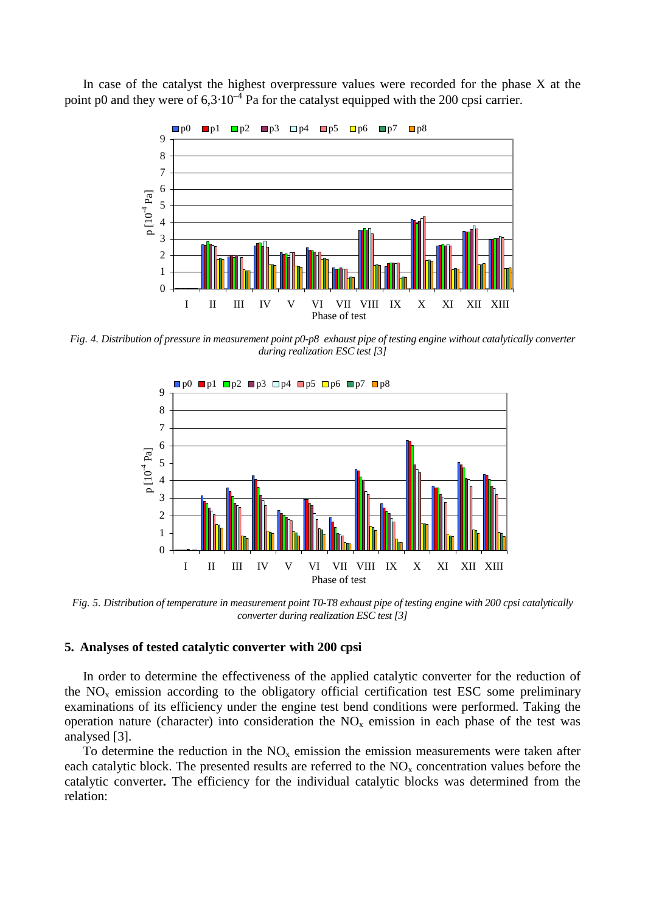In case of the catalyst the highest overpressure values were recorded for the phase X at the point p0 and they were of $6{,}3 \cdot 10^{-4}$ Pa for the catalyst equipped with the 200 cpsi carrier.

*Fig. 4. Distribution of pressure in measurement point p0-p8 exhaust pipe of testing engine without catalytically converter during realization ESC test [3]*

*Fig. 5. Distribution of temperature in measurement point T0-T8 exhaust pipe of testing engine with 200 cpsi catalytically converter during realization ESC test [3]*

## 5. Analyses of tested catalytic converter with 200 cpsi

In order to determine the effectiveness of the applied catalytic converter for the reduction of the $NO_x$ emission according to the obligatory official certification test ESC some preliminary examinations of its efficiency under the engine test bend conditions were performed. Taking the operation nature (character) into consideration the $NO_x$ emission in each phase of the test was analysed [3].

To determine the reduction in the $NO_x$ emission the emission measurements were taken after each catalytic block. The presented results are referred to the $NO_x$ concentration values before the catalytic converter**.** The efficiency for the individual catalytic blocks was determined from the relation: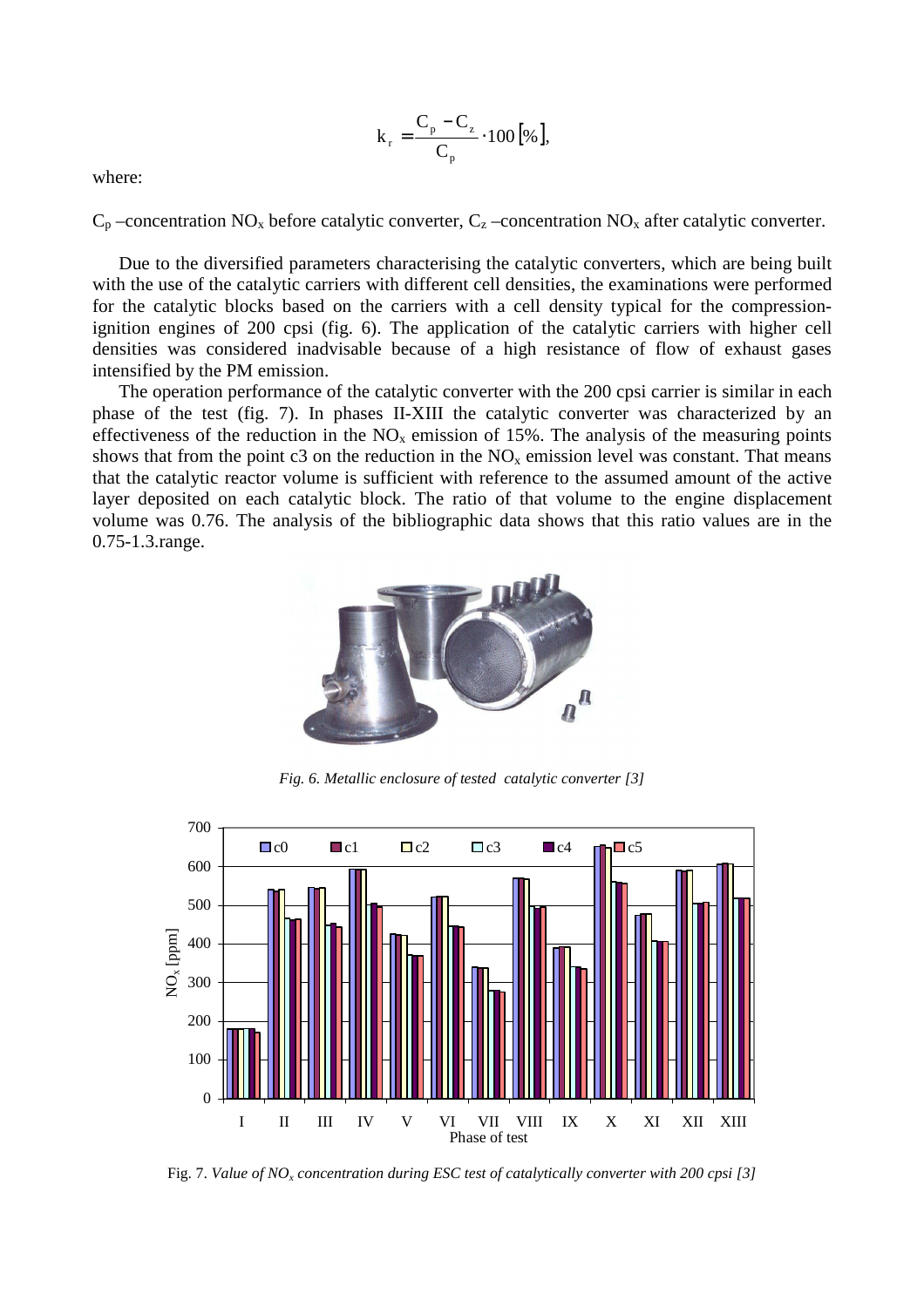$$k_r = \frac{C_p - C_z}{C_p} \cdot 100\,[\%],$$

where:

$C_p$ –concentration $NO_x$ before catalytic converter, $C_z$ –concentration $NO_x$ after catalytic converter.

Due to the diversified parameters characterising the catalytic converters, which are being built with the use of the catalytic carriers with different cell densities, the examinations were performed for the catalytic blocks based on the carriers with a cell density typical for the compression-ignition engines of 200 cpsi (fig. 6). The application of the catalytic carriers with higher cell densities was considered inadvisable because of a high resistance of flow of exhaust gases intensified by the PM emission.

The operation performance of the catalytic converter with the 200 cpsi carrier is similar in each phase of the test (fig. 7). In phases II-XIII the catalytic converter was characterized by an effectiveness of the reduction in the $NO_x$ emission of 15%. The analysis of the measuring points shows that from the point c3 on the reduction in the $NO_x$ emission level was constant. That means that the catalytic reactor volume is sufficient with reference to the assumed amount of the active layer deposited on each catalytic block. The ratio of that volume to the engine displacement volume was 0.76. The analysis of the bibliographic data shows that this ratio values are in the 0.75-1.3.range.

*Fig. 6. Metallic enclosure of tested catalytic converter [3]*

Fig. 7. *Value of $NO_x$ concentration during ESC test of catalytically converter with 200 cpsi [3]*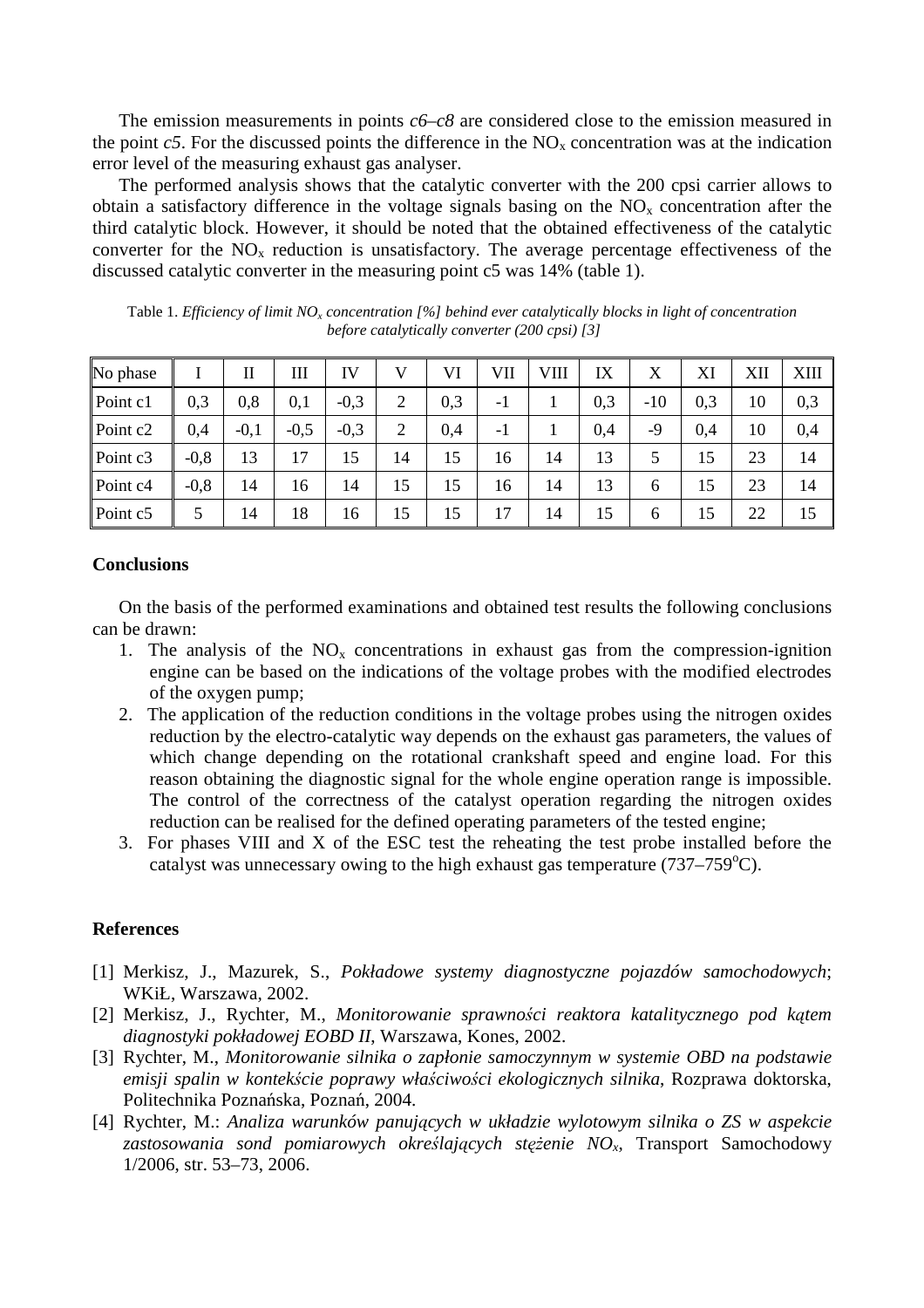The emission measurements in points *c6–c8* are considered close to the emission measured in the point *c5*. For the discussed points the difference in the $NO_x$ concentration was at the indication error level of the measuring exhaust gas analyser.

The performed analysis shows that the catalytic converter with the 200 cpsi carrier allows to obtain a satisfactory difference in the voltage signals basing on the $NO_x$ concentration after the third catalytic block. However, it should be noted that the obtained effectiveness of the catalytic converter for the $NO_x$ reduction is unsatisfactory. The average percentage effectiveness of the discussed catalytic converter in the measuring point c5 was 14% (table 1).

Table 1. *Efficiency of limit $NO_x$ concentration [%] behind ever catalytically blocks in light of concentration before catalytically converter (200 cpsi) [3]*

| No phase | I | II | III | IV | V | VI | VII | VIII | IX | X | XI | XII | XIII |
|---|---|---|---|---|---|---|---|---|---|---|---|---|---|
| Point c1 | 0,3 | 0,8 | 0,1 | -0,3 | 2 | 0,3 | -1 | 1 | 0,3 | -10 | 0,3 | 10 | 0,3 |
| Point c2 | 0,4 | -0,1 | -0,5 | -0,3 | 2 | 0,4 | -1 | 1 | 0,4 | -9 | 0,4 | 10 | 0,4 |
| Point c3 | -0,8 | 13 | 17 | 15 | 14 | 15 | 16 | 14 | 13 | 5 | 15 | 23 | 14 |
| Point c4 | -0,8 | 14 | 16 | 14 | 15 | 15 | 16 | 14 | 13 | 6 | 15 | 23 | 14 |
| Point c5 | 5 | 14 | 18 | 16 | 15 | 15 | 17 | 14 | 15 | 6 | 15 | 22 | 15 |

## Conclusions

On the basis of the performed examinations and obtained test results the following conclusions can be drawn:

1. The analysis of the $NO_x$ concentrations in exhaust gas from the compression-ignition engine can be based on the indications of the voltage probes with the modified electrodes of the oxygen pump;
2. The application of the reduction conditions in the voltage probes using the nitrogen oxides reduction by the electro-catalytic way depends on the exhaust gas parameters, the values of which change depending on the rotational crankshaft speed and engine load. For this reason obtaining the diagnostic signal for the whole engine operation range is impossible. The control of the correctness of the catalyst operation regarding the nitrogen oxides reduction can be realised for the defined operating parameters of the tested engine;
3. For phases VIII and X of the ESC test the reheating the test probe installed before the catalyst was unnecessary owing to the high exhaust gas temperature (737–759$^o$C).

## References

[1] Merkisz, J., Mazurek, S., *Pokładowe systemy diagnostyczne pojazdów samochodowych*; WKiŁ, Warszawa, 2002.

[2] Merkisz, J., Rychter, M., *Monitorowanie sprawności reaktora katalitycznego pod kątem diagnostyki pokładowej EOBD II*, Warszawa, Kones, 2002.

[3] Rychter, M., *Monitorowanie silnika o zapłonie samoczynnym w systemie OBD na podstawie emisji spalin w kontekście poprawy właściwości ekologicznych silnika*, Rozprawa doktorska, Politechnika Poznańska, Poznań, 2004.

[4] Rychter, M.: *Analiza warunków panujących w układzie wylotowym silnika o ZS w aspekcie zastosowania sond pomiarowych określających stężenie $NO_x$*, Transport Samochodowy 1/2006, str. 53–73, 2006.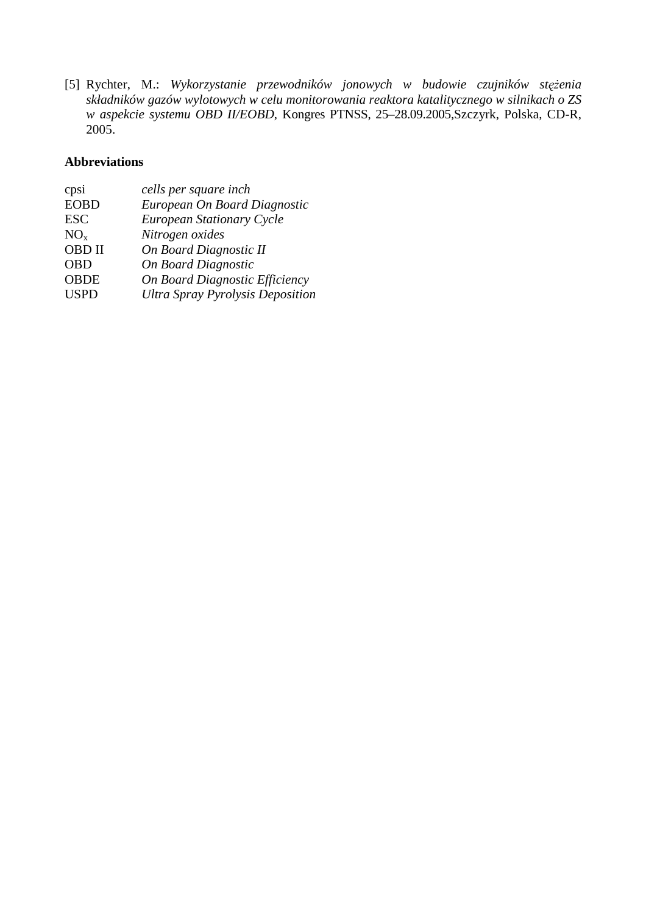[5] Rychter, M.: *Wykorzystanie przewodników jonowych w budowie czujników stężenia składników gazów wylotowych w celu monitorowania reaktora katalitycznego w silnikach o ZS w aspekcie systemu OBD II/EOBD*, Kongres PTNSS, 25–28.09.2005,Szczyrk, Polska, CD-R, 2005.

**Abbreviations**

| | |
|---|---|
| cpsi | *cells per square inch* |
| EOBD | *European On Board Diagnostic* |
| ESC | *European Stationary Cycle* |
| $NO_x$ | *Nitrogen oxides* |
| OBD II | *On Board Diagnostic II* |
| OBD | *On Board Diagnostic* |
| OBDE | *On Board Diagnostic Efficiency* |
| USPD | *Ultra Spray Pyrolysis Deposition* |